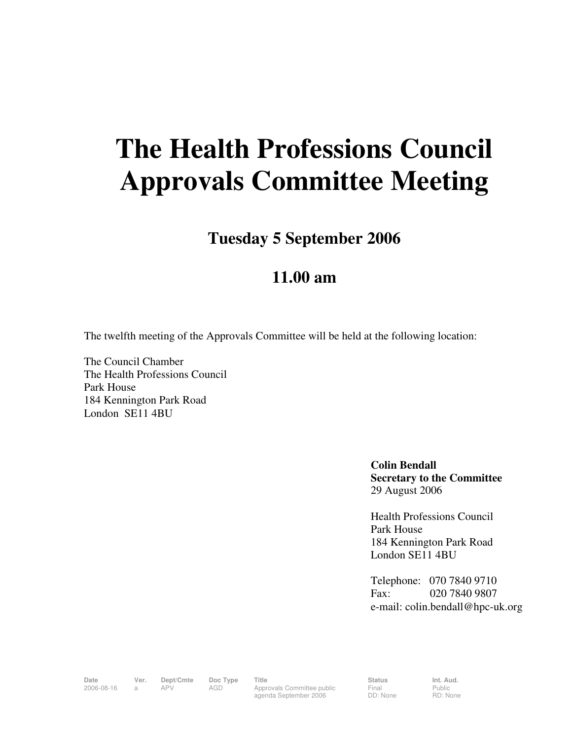# The Health Professions Council Approvals Committee Meeting

## Tuesday 5 September 2006

## 11.00 am

The twelfth meeting of the Approvals Committee will be held at the following location:

The Council Chamber
The Health Professions Council
Park House
184 Kennington Park Road
London SE11 4BU

**Colin Bendall**
**Secretary to the Committee**
29 August 2006

Health Professions Council
Park House
184 Kennington Park Road
London SE11 4BU

Telephone: 070 7840 9710
Fax: 020 7840 9807
e-mail: colin.bendall@hpc-uk.org

| Date | Ver. | Dept/Cmte | Doc Type | Title | Status | Int. Aud. |
|---|---|---|---|---|---|---|
| 2006-08-16 | a | APV | AGD | Approvals Committee public agenda September 2006 | Final<br>DD: None | Public<br>RD: None |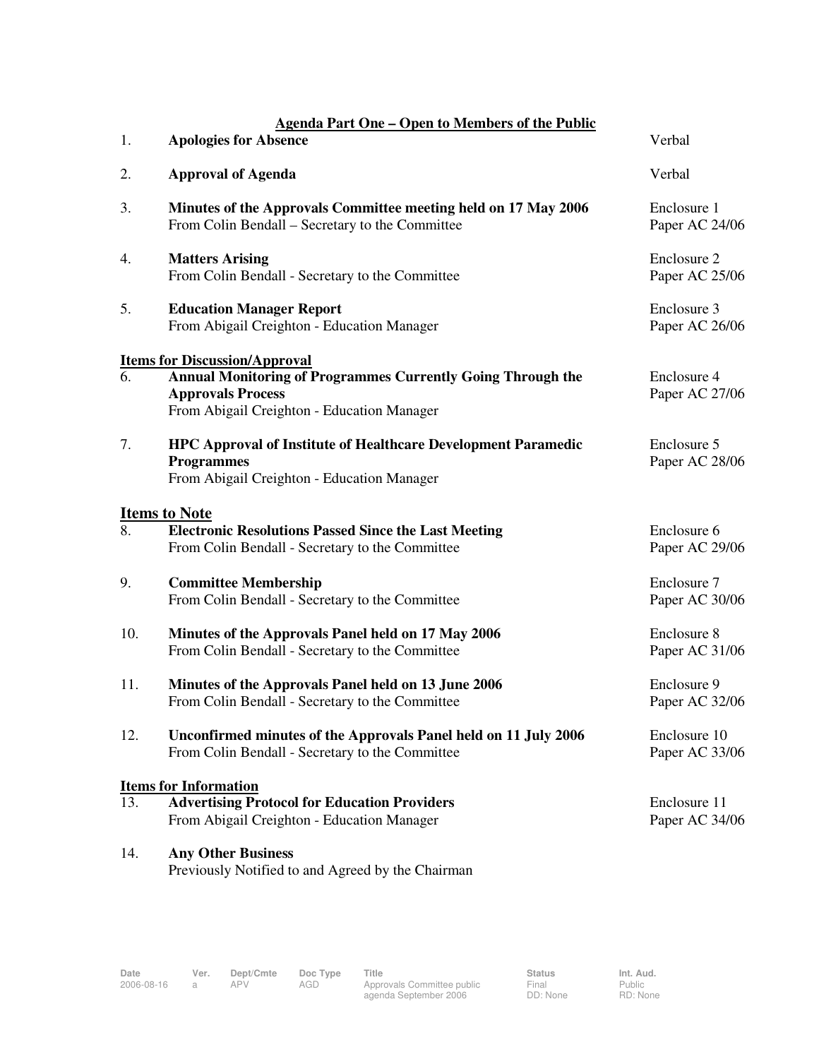## Agenda Part One – Open to Members of the Public

| | | |
|---|---|---|
| 1. | **Apologies for Absence** | Verbal |
| 2. | **Approval of Agenda** | Verbal |
| 3. | **Minutes of the Approvals Committee meeting held on 17 May 2006**<br>From Colin Bendall – Secretary to the Committee | Enclosure 1<br>Paper AC 24/06 |
| 4. | **Matters Arising**<br>From Colin Bendall - Secretary to the Committee | Enclosure 2<br>Paper AC 25/06 |
| 5. | **Education Manager Report**<br>From Abigail Creighton - Education Manager | Enclosure 3<br>Paper AC 26/06 |

### Items for Discussion/Approval

| | | |
|---|---|---|
| 6. | **Annual Monitoring of Programmes Currently Going Through the Approvals Process**<br>From Abigail Creighton - Education Manager | Enclosure 4<br>Paper AC 27/06 |
| 7. | **HPC Approval of Institute of Healthcare Development Paramedic Programmes**<br>From Abigail Creighton - Education Manager | Enclosure 5<br>Paper AC 28/06 |

### Items to Note

| | | |
|---|---|---|
| 8. | **Electronic Resolutions Passed Since the Last Meeting**<br>From Colin Bendall - Secretary to the Committee | Enclosure 6<br>Paper AC 29/06 |
| 9. | **Committee Membership**<br>From Colin Bendall - Secretary to the Committee | Enclosure 7<br>Paper AC 30/06 |
| 10. | **Minutes of the Approvals Panel held on 17 May 2006**<br>From Colin Bendall - Secretary to the Committee | Enclosure 8<br>Paper AC 31/06 |
| 11. | **Minutes of the Approvals Panel held on 13 June 2006**<br>From Colin Bendall - Secretary to the Committee | Enclosure 9<br>Paper AC 32/06 |
| 12. | **Unconfirmed minutes of the Approvals Panel held on 11 July 2006**<br>From Colin Bendall - Secretary to the Committee | Enclosure 10<br>Paper AC 33/06 |

### Items for Information

| | | |
|---|---|---|
| 13. | **Advertising Protocol for Education Providers**<br>From Abigail Creighton - Education Manager | Enclosure 11<br>Paper AC 34/06 |
| 14. | **Any Other Business**<br>Previously Notified to and Agreed by the Chairman | |